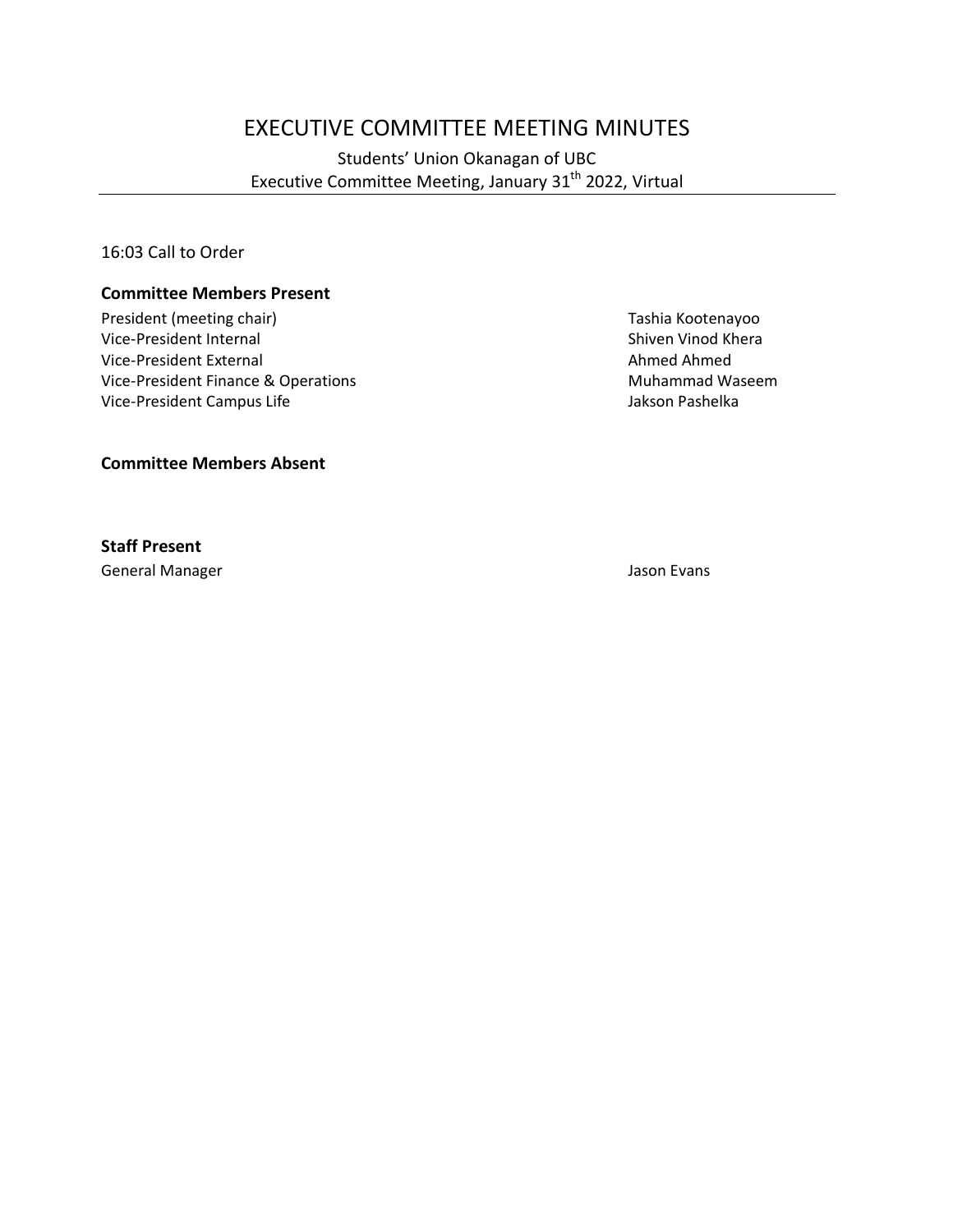# EXECUTIVE COMMITTEE MEETING MINUTES

Students' Union Okanagan of UBC
Executive Committee Meeting, January 31st 2022, Virtual

---

16:03 Call to Order

**Committee Members Present**

| | |
|---|---|
| President (meeting chair) | Tashia Kootenayoo |
| Vice-President Internal | Shiven Vinod Khera |
| Vice-President External | Ahmed Ahmed |
| Vice-President Finance & Operations | Muhammad Waseem |
| Vice-President Campus Life | Jakson Pashelka |

**Committee Members Absent**

**Staff Present**

| | |
|---|---|
| General Manager | Jason Evans |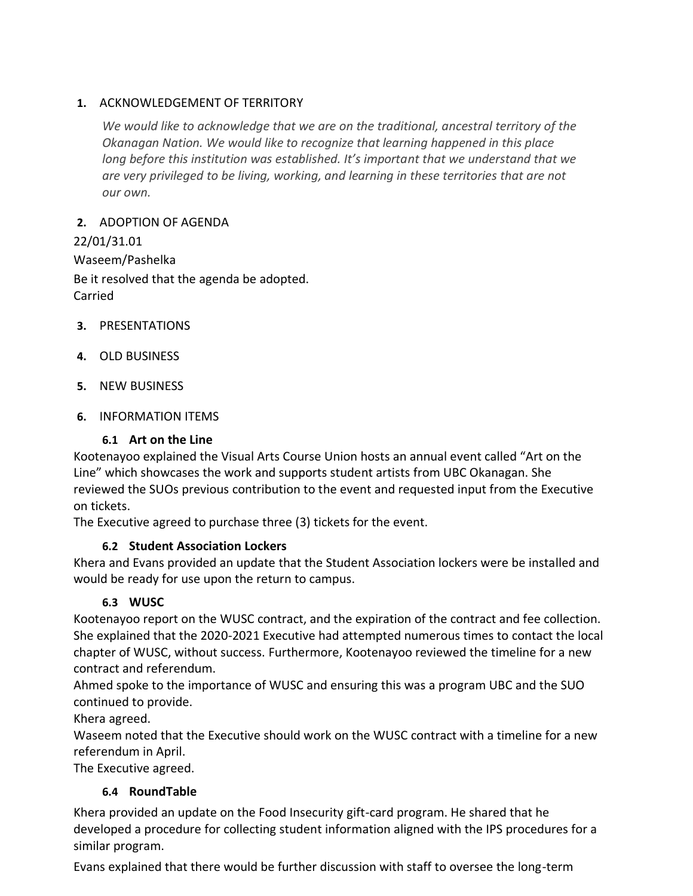**1.** ACKNOWLEDGEMENT OF TERRITORY

*We would like to acknowledge that we are on the traditional, ancestral territory of the Okanagan Nation. We would like to recognize that learning happened in this place long before this institution was established. It's important that we understand that we are very privileged to be living, working, and learning in these territories that are not our own.*

**2.** ADOPTION OF AGENDA

22/01/31.01

Waseem/Pashelka

Be it resolved that the agenda be adopted.
Carried

**3.** PRESENTATIONS

**4.** OLD BUSINESS

**5.** NEW BUSINESS

**6.** INFORMATION ITEMS

**6.1 Art on the Line**

Kootenayoo explained the Visual Arts Course Union hosts an annual event called "Art on the Line" which showcases the work and supports student artists from UBC Okanagan. She reviewed the SUOs previous contribution to the event and requested input from the Executive on tickets.

The Executive agreed to purchase three (3) tickets for the event.

**6.2 Student Association Lockers**

Khera and Evans provided an update that the Student Association lockers were be installed and would be ready for use upon the return to campus.

**6.3 WUSC**

Kootenayoo report on the WUSC contract, and the expiration of the contract and fee collection. She explained that the 2020-2021 Executive had attempted numerous times to contact the local chapter of WUSC, without success. Furthermore, Kootenayoo reviewed the timeline for a new contract and referendum.

Ahmed spoke to the importance of WUSC and ensuring this was a program UBC and the SUO continued to provide.

Khera agreed.

Waseem noted that the Executive should work on the WUSC contract with a timeline for a new referendum in April.

The Executive agreed.

**6.4 RoundTable**

Khera provided an update on the Food Insecurity gift-card program. He shared that he developed a procedure for collecting student information aligned with the IPS procedures for a similar program.

Evans explained that there would be further discussion with staff to oversee the long-term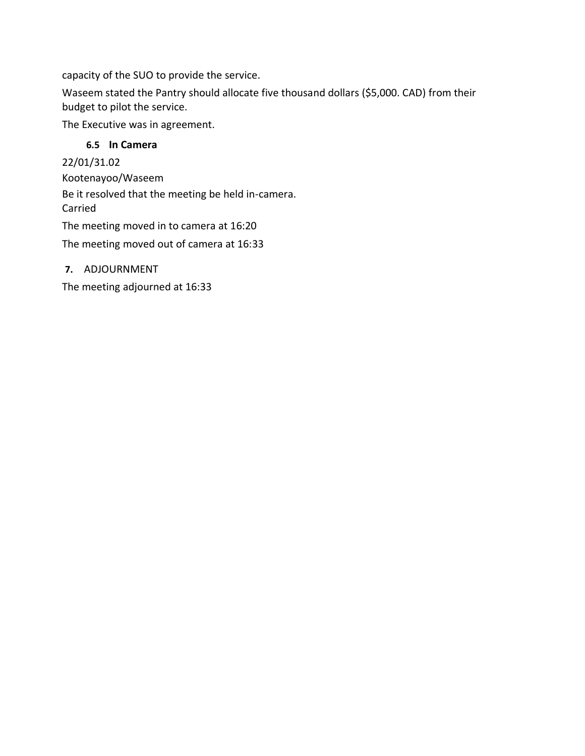capacity of the SUO to provide the service.

Waseem stated the Pantry should allocate five thousand dollars ($5,000. CAD) from their budget to pilot the service.

The Executive was in agreement.

### 6.5 In Camera

22/01/31.02

Kootenayoo/Waseem

Be it resolved that the meeting be held in-camera.
Carried

The meeting moved in to camera at 16:20

The meeting moved out of camera at 16:33

## 7. ADJOURNMENT

The meeting adjourned at 16:33